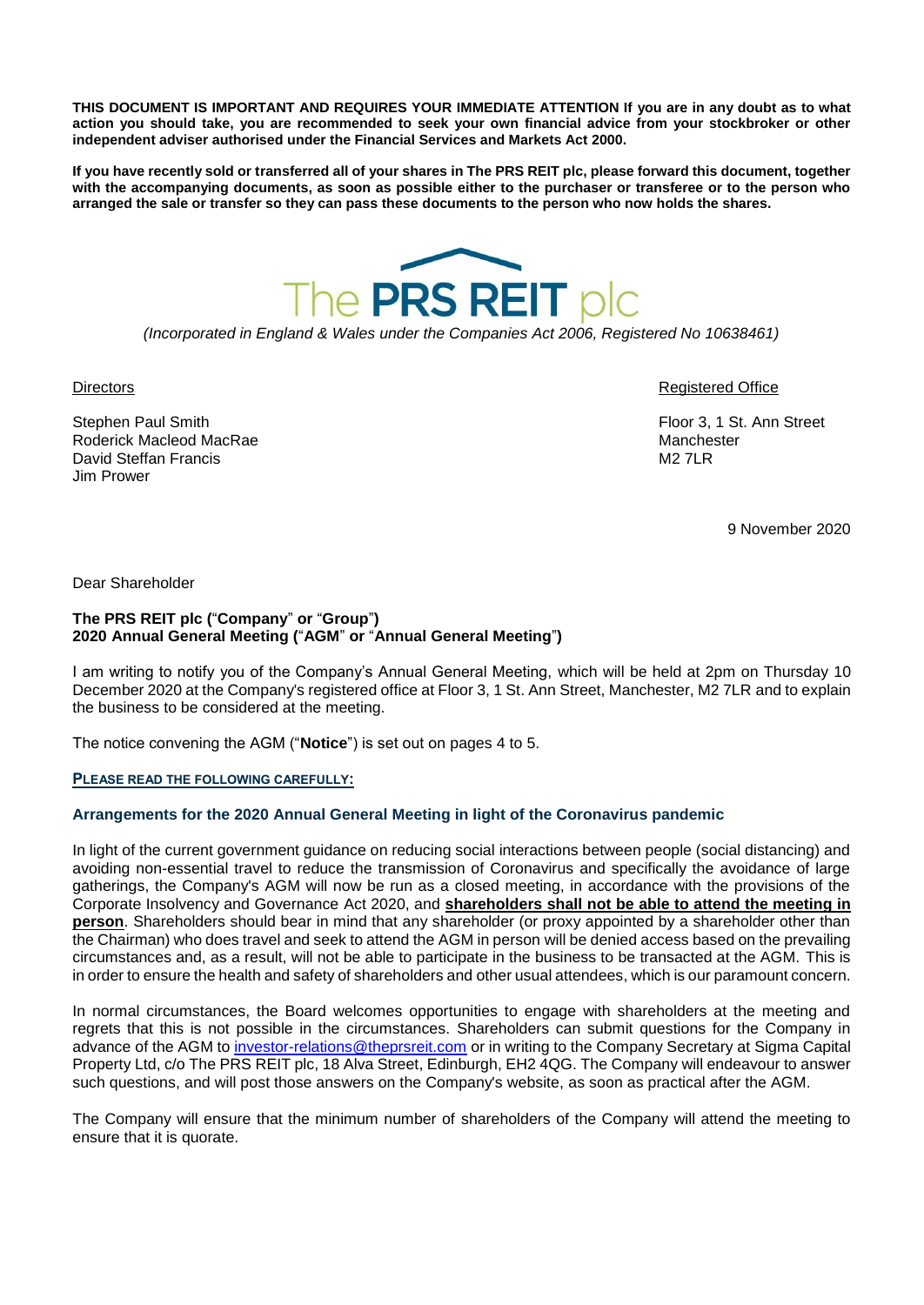**THIS DOCUMENT IS IMPORTANT AND REQUIRES YOUR IMMEDIATE ATTENTION If you are in any doubt as to what action you should take, you are recommended to seek your own financial advice from your stockbroker or other independent adviser authorised under the Financial Services and Markets Act 2000.**

**If you have recently sold or transferred all of your shares in The PRS REIT plc, please forward this document, together with the accompanying documents, as soon as possible either to the purchaser or transferee or to the person who arranged the sale or transfer so they can pass these documents to the person who now holds the shares.**

# The PRS REIT plc

*(Incorporated in England & Wales under the Companies Act 2006, Registered No 10638461)*

Directors

Stephen Paul Smith
Roderick Macleod MacRae
David Steffan Francis
Jim Prower

Registered Office

Floor 3, 1 St. Ann Street
Manchester
M2 7LR

9 November 2020

Dear Shareholder

**The PRS REIT plc ("Company" or "Group")**
**2020 Annual General Meeting ("AGM" or "Annual General Meeting")**

I am writing to notify you of the Company's Annual General Meeting, which will be held at 2pm on Thursday 10 December 2020 at the Company's registered office at Floor 3, 1 St. Ann Street, Manchester, M2 7LR and to explain the business to be considered at the meeting.

The notice convening the AGM ("**Notice**") is set out on pages 4 to 5.

**PLEASE READ THE FOLLOWING CAREFULLY:**

**Arrangements for the 2020 Annual General Meeting in light of the Coronavirus pandemic**

In light of the current government guidance on reducing social interactions between people (social distancing) and avoiding non-essential travel to reduce the transmission of Coronavirus and specifically the avoidance of large gatherings, the Company's AGM will now be run as a closed meeting, in accordance with the provisions of the Corporate Insolvency and Governance Act 2020, and **shareholders shall not be able to attend the meeting in person**. Shareholders should bear in mind that any shareholder (or proxy appointed by a shareholder other than the Chairman) who does travel and seek to attend the AGM in person will be denied access based on the prevailing circumstances and, as a result, will not be able to participate in the business to be transacted at the AGM. This is in order to ensure the health and safety of shareholders and other usual attendees, which is our paramount concern.

In normal circumstances, the Board welcomes opportunities to engage with shareholders at the meeting and regrets that this is not possible in the circumstances. Shareholders can submit questions for the Company in advance of the AGM to investor-relations@theprsreit.com or in writing to the Company Secretary at Sigma Capital Property Ltd, c/o The PRS REIT plc, 18 Alva Street, Edinburgh, EH2 4QG. The Company will endeavour to answer such questions, and will post those answers on the Company's website, as soon as practical after the AGM.

The Company will ensure that the minimum number of shareholders of the Company will attend the meeting to ensure that it is quorate.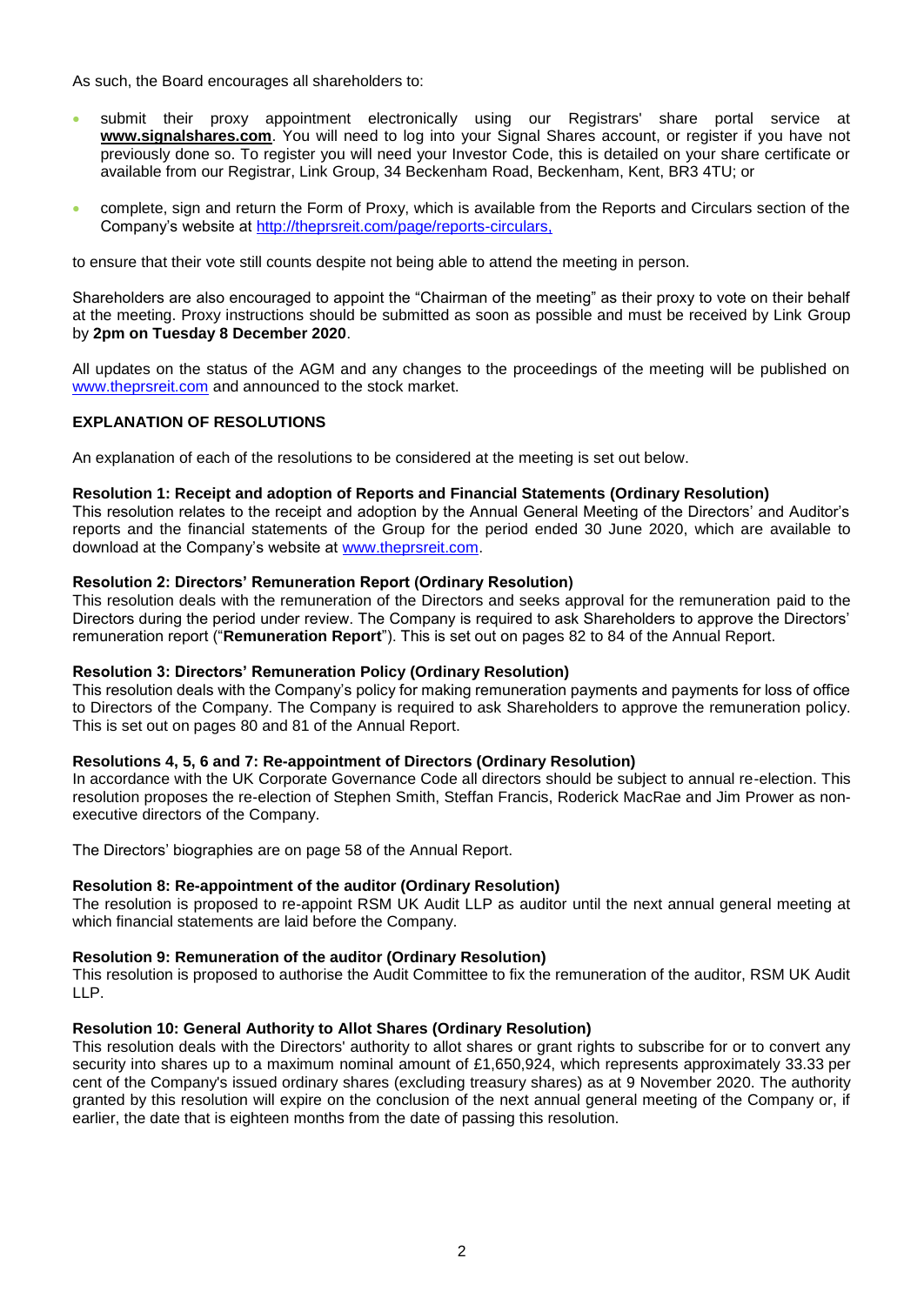As such, the Board encourages all shareholders to:

- submit their proxy appointment electronically using our Registrars' share portal service at **www.signalshares.com**. You will need to log into your Signal Shares account, or register if you have not previously done so. To register you will need your Investor Code, this is detailed on your share certificate or available from our Registrar, Link Group, 34 Beckenham Road, Beckenham, Kent, BR3 4TU; or
- complete, sign and return the Form of Proxy, which is available from the Reports and Circulars section of the Company's website at http://theprsreit.com/page/reports-circulars,

to ensure that their vote still counts despite not being able to attend the meeting in person.

Shareholders are also encouraged to appoint the "Chairman of the meeting" as their proxy to vote on their behalf at the meeting. Proxy instructions should be submitted as soon as possible and must be received by Link Group by **2pm on Tuesday 8 December 2020**.

All updates on the status of the AGM and any changes to the proceedings of the meeting will be published on www.theprsreit.com and announced to the stock market.

**EXPLANATION OF RESOLUTIONS**

An explanation of each of the resolutions to be considered at the meeting is set out below.

**Resolution 1: Receipt and adoption of Reports and Financial Statements (Ordinary Resolution)**
This resolution relates to the receipt and adoption by the Annual General Meeting of the Directors' and Auditor's reports and the financial statements of the Group for the period ended 30 June 2020, which are available to download at the Company's website at www.theprsreit.com.

**Resolution 2: Directors' Remuneration Report (Ordinary Resolution)**
This resolution deals with the remuneration of the Directors and seeks approval for the remuneration paid to the Directors during the period under review. The Company is required to ask Shareholders to approve the Directors' remuneration report ("**Remuneration Report**"). This is set out on pages 82 to 84 of the Annual Report.

**Resolution 3: Directors' Remuneration Policy (Ordinary Resolution)**
This resolution deals with the Company's policy for making remuneration payments and payments for loss of office to Directors of the Company. The Company is required to ask Shareholders to approve the remuneration policy. This is set out on pages 80 and 81 of the Annual Report.

**Resolutions 4, 5, 6 and 7: Re-appointment of Directors (Ordinary Resolution)**
In accordance with the UK Corporate Governance Code all directors should be subject to annual re-election. This resolution proposes the re-election of Stephen Smith, Steffan Francis, Roderick MacRae and Jim Prower as non-executive directors of the Company.

The Directors' biographies are on page 58 of the Annual Report.

**Resolution 8: Re-appointment of the auditor (Ordinary Resolution)**
The resolution is proposed to re-appoint RSM UK Audit LLP as auditor until the next annual general meeting at which financial statements are laid before the Company.

**Resolution 9: Remuneration of the auditor (Ordinary Resolution)**
This resolution is proposed to authorise the Audit Committee to fix the remuneration of the auditor, RSM UK Audit LLP.

**Resolution 10: General Authority to Allot Shares (Ordinary Resolution)**
This resolution deals with the Directors' authority to allot shares or grant rights to subscribe for or to convert any security into shares up to a maximum nominal amount of £1,650,924, which represents approximately 33.33 per cent of the Company's issued ordinary shares (excluding treasury shares) as at 9 November 2020. The authority granted by this resolution will expire on the conclusion of the next annual general meeting of the Company or, if earlier, the date that is eighteen months from the date of passing this resolution.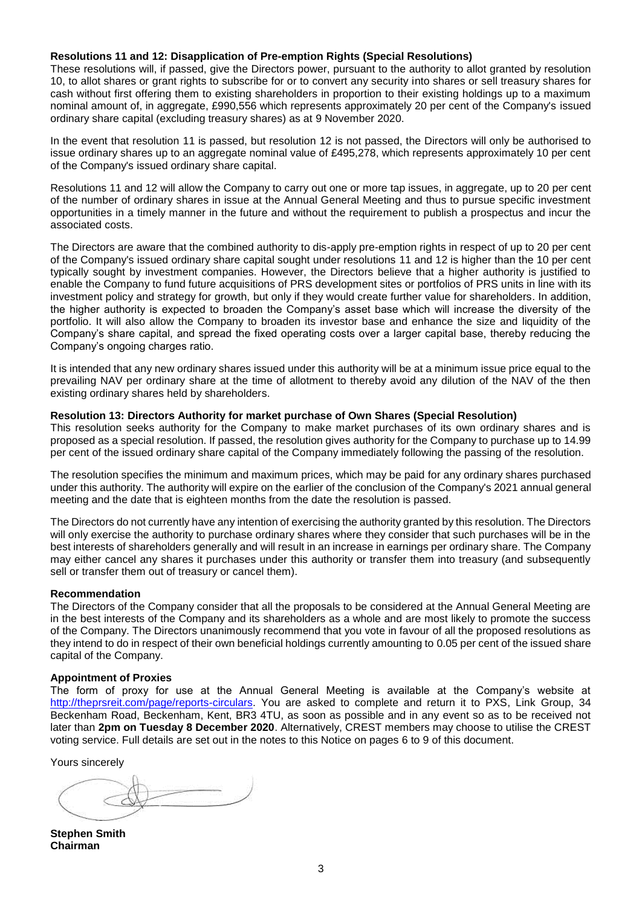**Resolutions 11 and 12: Disapplication of Pre-emption Rights (Special Resolutions)**

These resolutions will, if passed, give the Directors power, pursuant to the authority to allot granted by resolution 10, to allot shares or grant rights to subscribe for or to convert any security into shares or sell treasury shares for cash without first offering them to existing shareholders in proportion to their existing holdings up to a maximum nominal amount of, in aggregate, £990,556 which represents approximately 20 per cent of the Company's issued ordinary share capital (excluding treasury shares) as at 9 November 2020.

In the event that resolution 11 is passed, but resolution 12 is not passed, the Directors will only be authorised to issue ordinary shares up to an aggregate nominal value of £495,278, which represents approximately 10 per cent of the Company's issued ordinary share capital.

Resolutions 11 and 12 will allow the Company to carry out one or more tap issues, in aggregate, up to 20 per cent of the number of ordinary shares in issue at the Annual General Meeting and thus to pursue specific investment opportunities in a timely manner in the future and without the requirement to publish a prospectus and incur the associated costs.

The Directors are aware that the combined authority to dis-apply pre-emption rights in respect of up to 20 per cent of the Company's issued ordinary share capital sought under resolutions 11 and 12 is higher than the 10 per cent typically sought by investment companies. However, the Directors believe that a higher authority is justified to enable the Company to fund future acquisitions of PRS development sites or portfolios of PRS units in line with its investment policy and strategy for growth, but only if they would create further value for shareholders. In addition, the higher authority is expected to broaden the Company's asset base which will increase the diversity of the portfolio. It will also allow the Company to broaden its investor base and enhance the size and liquidity of the Company's share capital, and spread the fixed operating costs over a larger capital base, thereby reducing the Company's ongoing charges ratio.

It is intended that any new ordinary shares issued under this authority will be at a minimum issue price equal to the prevailing NAV per ordinary share at the time of allotment to thereby avoid any dilution of the NAV of the then existing ordinary shares held by shareholders.

**Resolution 13: Directors Authority for market purchase of Own Shares (Special Resolution)**

This resolution seeks authority for the Company to make market purchases of its own ordinary shares and is proposed as a special resolution. If passed, the resolution gives authority for the Company to purchase up to 14.99 per cent of the issued ordinary share capital of the Company immediately following the passing of the resolution.

The resolution specifies the minimum and maximum prices, which may be paid for any ordinary shares purchased under this authority. The authority will expire on the earlier of the conclusion of the Company's 2021 annual general meeting and the date that is eighteen months from the date the resolution is passed.

The Directors do not currently have any intention of exercising the authority granted by this resolution. The Directors will only exercise the authority to purchase ordinary shares where they consider that such purchases will be in the best interests of shareholders generally and will result in an increase in earnings per ordinary share. The Company may either cancel any shares it purchases under this authority or transfer them into treasury (and subsequently sell or transfer them out of treasury or cancel them).

**Recommendation**

The Directors of the Company consider that all the proposals to be considered at the Annual General Meeting are in the best interests of the Company and its shareholders as a whole and are most likely to promote the success of the Company. The Directors unanimously recommend that you vote in favour of all the proposed resolutions as they intend to do in respect of their own beneficial holdings currently amounting to 0.05 per cent of the issued share capital of the Company.

**Appointment of Proxies**

The form of proxy for use at the Annual General Meeting is available at the Company's website at http://theprsreit.com/page/reports-circulars. You are asked to complete and return it to PXS, Link Group, 34 Beckenham Road, Beckenham, Kent, BR3 4TU, as soon as possible and in any event so as to be received not later than **2pm on Tuesday 8 December 2020**. Alternatively, CREST members may choose to utilise the CREST voting service. Full details are set out in the notes to this Notice on pages 6 to 9 of this document.

Yours sincerely

**Stephen Smith**
**Chairman**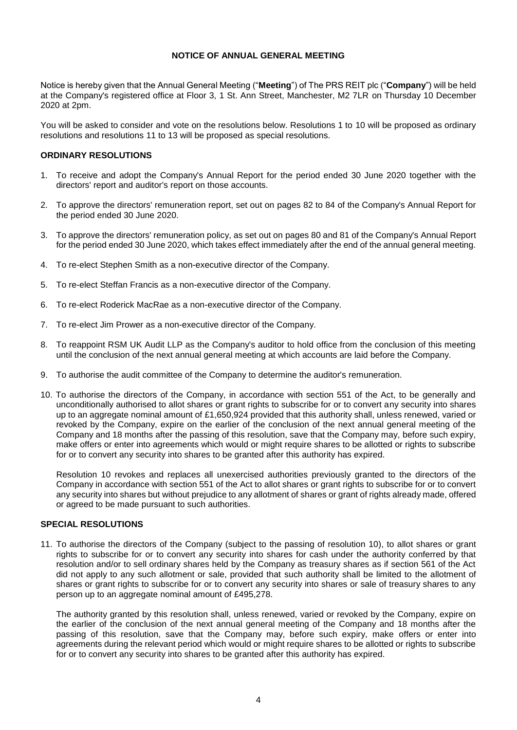## NOTICE OF ANNUAL GENERAL MEETING

Notice is hereby given that the Annual General Meeting ("**Meeting**") of The PRS REIT plc ("**Company**") will be held at the Company's registered office at Floor 3, 1 St. Ann Street, Manchester, M2 7LR on Thursday 10 December 2020 at 2pm.

You will be asked to consider and vote on the resolutions below. Resolutions 1 to 10 will be proposed as ordinary resolutions and resolutions 11 to 13 will be proposed as special resolutions.

### ORDINARY RESOLUTIONS

1. To receive and adopt the Company's Annual Report for the period ended 30 June 2020 together with the directors' report and auditor's report on those accounts.
2. To approve the directors' remuneration report, set out on pages 82 to 84 of the Company's Annual Report for the period ended 30 June 2020.
3. To approve the directors' remuneration policy, as set out on pages 80 and 81 of the Company's Annual Report for the period ended 30 June 2020, which takes effect immediately after the end of the annual general meeting.
4. To re-elect Stephen Smith as a non-executive director of the Company.
5. To re-elect Steffan Francis as a non-executive director of the Company.
6. To re-elect Roderick MacRae as a non-executive director of the Company.
7. To re-elect Jim Prower as a non-executive director of the Company.
8. To reappoint RSM UK Audit LLP as the Company's auditor to hold office from the conclusion of this meeting until the conclusion of the next annual general meeting at which accounts are laid before the Company.
9. To authorise the audit committee of the Company to determine the auditor's remuneration.
10. To authorise the directors of the Company, in accordance with section 551 of the Act, to be generally and unconditionally authorised to allot shares or grant rights to subscribe for or to convert any security into shares up to an aggregate nominal amount of £1,650,924 provided that this authority shall, unless renewed, varied or revoked by the Company, expire on the earlier of the conclusion of the next annual general meeting of the Company and 18 months after the passing of this resolution, save that the Company may, before such expiry, make offers or enter into agreements which would or might require shares to be allotted or rights to subscribe for or to convert any security into shares to be granted after this authority has expired.

   Resolution 10 revokes and replaces all unexercised authorities previously granted to the directors of the Company in accordance with section 551 of the Act to allot shares or grant rights to subscribe for or to convert any security into shares but without prejudice to any allotment of shares or grant of rights already made, offered or agreed to be made pursuant to such authorities.

### SPECIAL RESOLUTIONS

11. To authorise the directors of the Company (subject to the passing of resolution 10), to allot shares or grant rights to subscribe for or to convert any security into shares for cash under the authority conferred by that resolution and/or to sell ordinary shares held by the Company as treasury shares as if section 561 of the Act did not apply to any such allotment or sale, provided that such authority shall be limited to the allotment of shares or grant rights to subscribe for or to convert any security into shares or sale of treasury shares to any person up to an aggregate nominal amount of £495,278.

    The authority granted by this resolution shall, unless renewed, varied or revoked by the Company, expire on the earlier of the conclusion of the next annual general meeting of the Company and 18 months after the passing of this resolution, save that the Company may, before such expiry, make offers or enter into agreements during the relevant period which would or might require shares to be allotted or rights to subscribe for or to convert any security into shares to be granted after this authority has expired.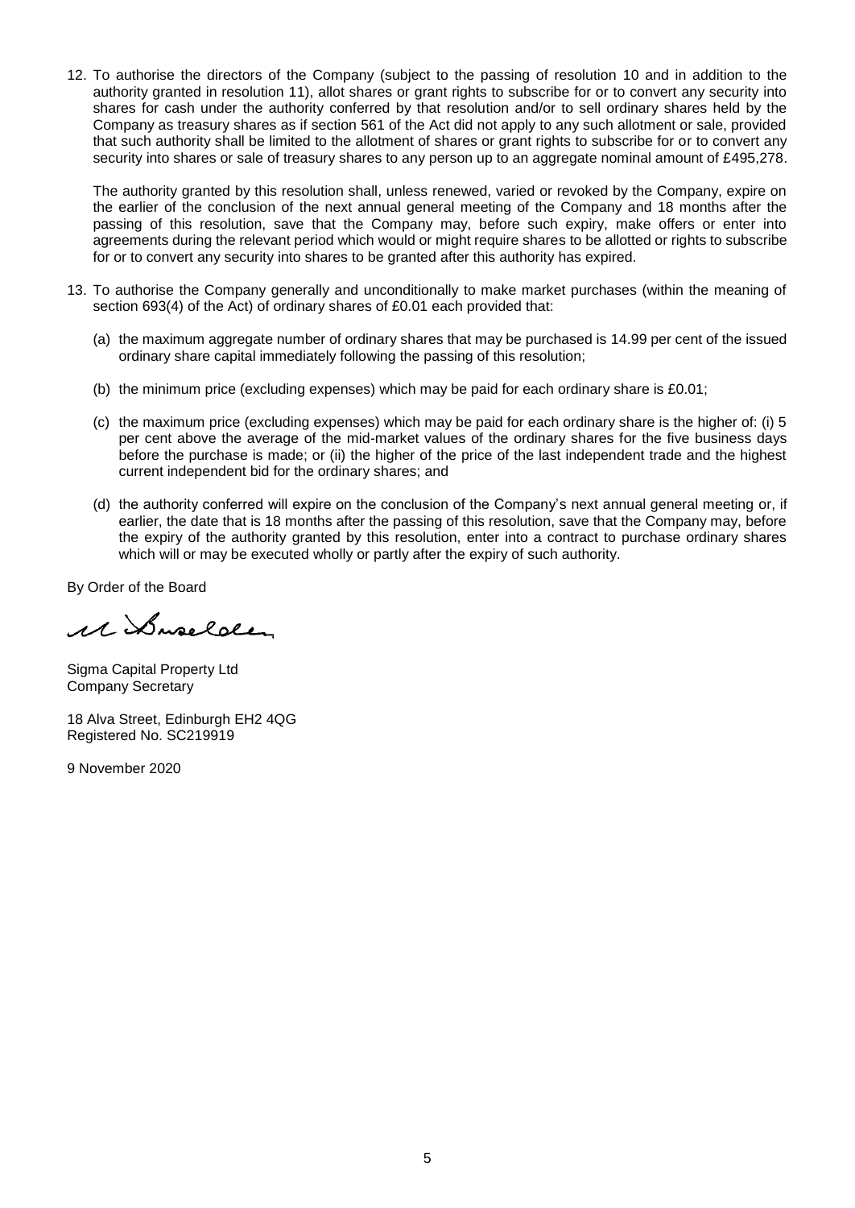12. To authorise the directors of the Company (subject to the passing of resolution 10 and in addition to the authority granted in resolution 11), allot shares or grant rights to subscribe for or to convert any security into shares for cash under the authority conferred by that resolution and/or to sell ordinary shares held by the Company as treasury shares as if section 561 of the Act did not apply to any such allotment or sale, provided that such authority shall be limited to the allotment of shares or grant rights to subscribe for or to convert any security into shares or sale of treasury shares to any person up to an aggregate nominal amount of £495,278.

    The authority granted by this resolution shall, unless renewed, varied or revoked by the Company, expire on the earlier of the conclusion of the next annual general meeting of the Company and 18 months after the passing of this resolution, save that the Company may, before such expiry, make offers or enter into agreements during the relevant period which would or might require shares to be allotted or rights to subscribe for or to convert any security into shares to be granted after this authority has expired.

13. To authorise the Company generally and unconditionally to make market purchases (within the meaning of section 693(4) of the Act) of ordinary shares of £0.01 each provided that:

    (a) the maximum aggregate number of ordinary shares that may be purchased is 14.99 per cent of the issued ordinary share capital immediately following the passing of this resolution;

    (b) the minimum price (excluding expenses) which may be paid for each ordinary share is £0.01;

    (c) the maximum price (excluding expenses) which may be paid for each ordinary share is the higher of: (i) 5 per cent above the average of the mid-market values of the ordinary shares for the five business days before the purchase is made; or (ii) the higher of the price of the last independent trade and the highest current independent bid for the ordinary shares; and

    (d) the authority conferred will expire on the conclusion of the Company's next annual general meeting or, if earlier, the date that is 18 months after the passing of this resolution, save that the Company may, before the expiry of the authority granted by this resolution, enter into a contract to purchase ordinary shares which will or may be executed wholly or partly after the expiry of such authority.

By Order of the Board

Sigma Capital Property Ltd
Company Secretary

18 Alva Street, Edinburgh EH2 4QG
Registered No. SC219919

9 November 2020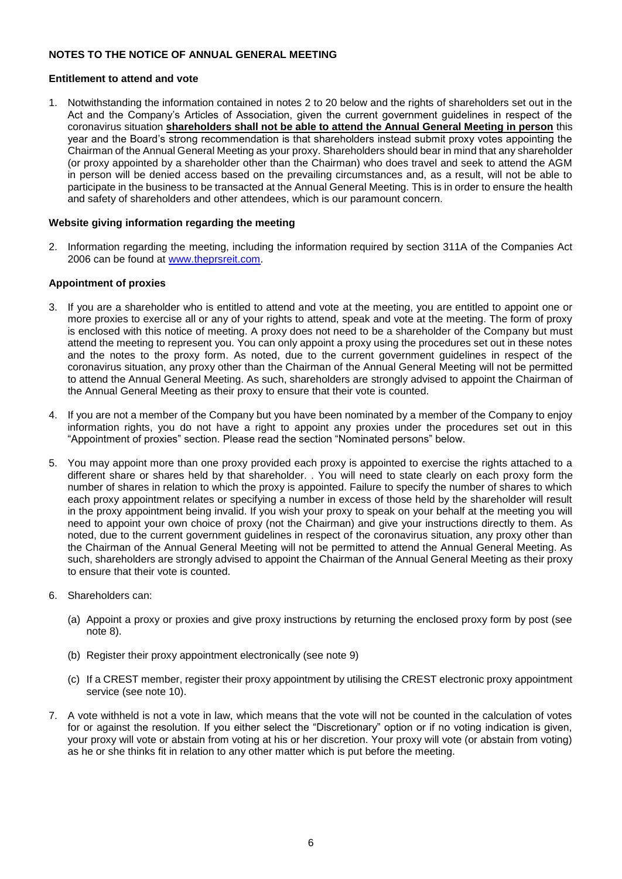**NOTES TO THE NOTICE OF ANNUAL GENERAL MEETING**

**Entitlement to attend and vote**

1. Notwithstanding the information contained in notes 2 to 20 below and the rights of shareholders set out in the Act and the Company's Articles of Association, given the current government guidelines in respect of the coronavirus situation **shareholders shall not be able to attend the Annual General Meeting in person** this year and the Board's strong recommendation is that shareholders instead submit proxy votes appointing the Chairman of the Annual General Meeting as your proxy. Shareholders should bear in mind that any shareholder (or proxy appointed by a shareholder other than the Chairman) who does travel and seek to attend the AGM in person will be denied access based on the prevailing circumstances and, as a result, will not be able to participate in the business to be transacted at the Annual General Meeting. This is in order to ensure the health and safety of shareholders and other attendees, which is our paramount concern.

**Website giving information regarding the meeting**

2. Information regarding the meeting, including the information required by section 311A of the Companies Act 2006 can be found at www.theprsreit.com.

**Appointment of proxies**

3. If you are a shareholder who is entitled to attend and vote at the meeting, you are entitled to appoint one or more proxies to exercise all or any of your rights to attend, speak and vote at the meeting. The form of proxy is enclosed with this notice of meeting. A proxy does not need to be a shareholder of the Company but must attend the meeting to represent you. You can only appoint a proxy using the procedures set out in these notes and the notes to the proxy form. As noted, due to the current government guidelines in respect of the coronavirus situation, any proxy other than the Chairman of the Annual General Meeting will not be permitted to attend the Annual General Meeting. As such, shareholders are strongly advised to appoint the Chairman of the Annual General Meeting as their proxy to ensure that their vote is counted.

4. If you are not a member of the Company but you have been nominated by a member of the Company to enjoy information rights, you do not have a right to appoint any proxies under the procedures set out in this "Appointment of proxies" section. Please read the section "Nominated persons" below.

5. You may appoint more than one proxy provided each proxy is appointed to exercise the rights attached to a different share or shares held by that shareholder. . You will need to state clearly on each proxy form the number of shares in relation to which the proxy is appointed. Failure to specify the number of shares to which each proxy appointment relates or specifying a number in excess of those held by the shareholder will result in the proxy appointment being invalid. If you wish your proxy to speak on your behalf at the meeting you will need to appoint your own choice of proxy (not the Chairman) and give your instructions directly to them. As noted, due to the current government guidelines in respect of the coronavirus situation, any proxy other than the Chairman of the Annual General Meeting will not be permitted to attend the Annual General Meeting. As such, shareholders are strongly advised to appoint the Chairman of the Annual General Meeting as their proxy to ensure that their vote is counted.

6. Shareholders can:

   (a) Appoint a proxy or proxies and give proxy instructions by returning the enclosed proxy form by post (see note 8).

   (b) Register their proxy appointment electronically (see note 9)

   (c) If a CREST member, register their proxy appointment by utilising the CREST electronic proxy appointment service (see note 10).

7. A vote withheld is not a vote in law, which means that the vote will not be counted in the calculation of votes for or against the resolution. If you either select the "Discretionary" option or if no voting indication is given, your proxy will vote or abstain from voting at his or her discretion. Your proxy will vote (or abstain from voting) as he or she thinks fit in relation to any other matter which is put before the meeting.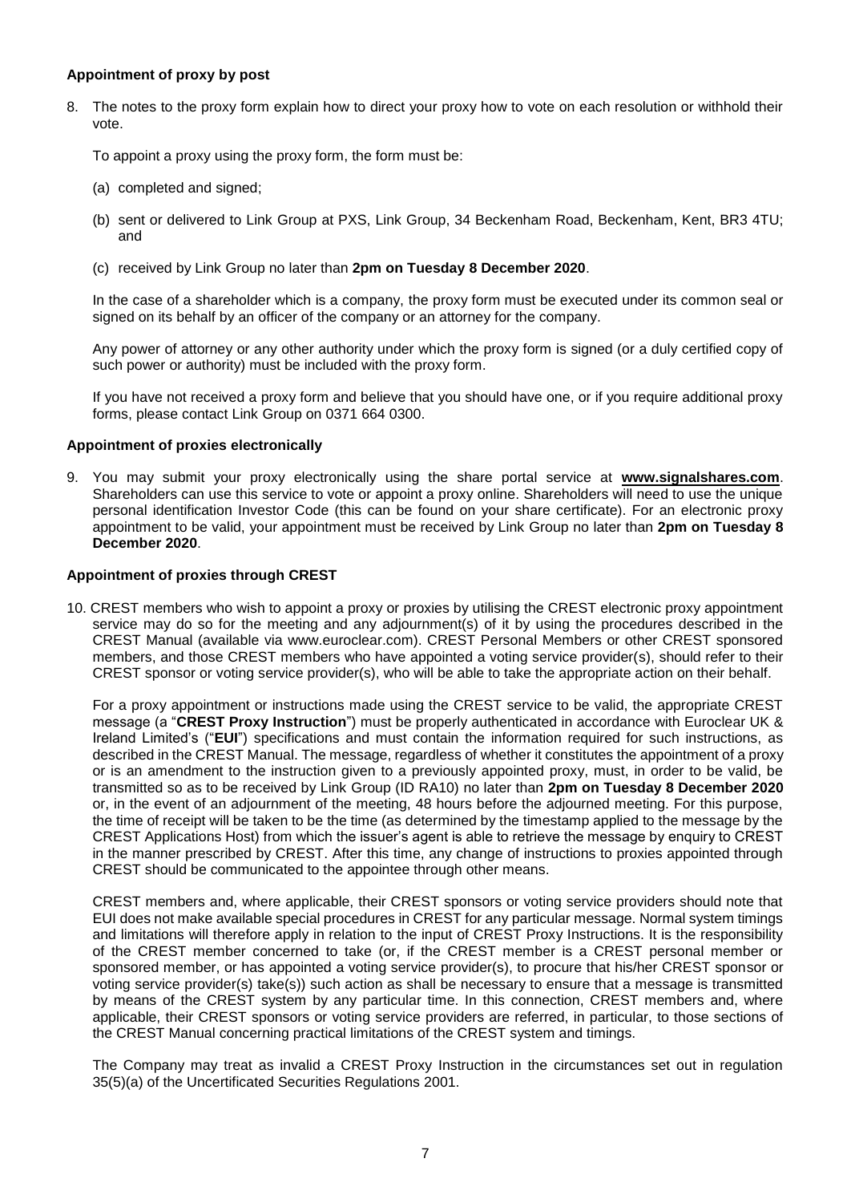**Appointment of proxy by post**

8. The notes to the proxy form explain how to direct your proxy how to vote on each resolution or withhold their vote.

   To appoint a proxy using the proxy form, the form must be:

   (a) completed and signed;

   (b) sent or delivered to Link Group at PXS, Link Group, 34 Beckenham Road, Beckenham, Kent, BR3 4TU; and

   (c) received by Link Group no later than **2pm on Tuesday 8 December 2020**.

   In the case of a shareholder which is a company, the proxy form must be executed under its common seal or signed on its behalf by an officer of the company or an attorney for the company.

   Any power of attorney or any other authority under which the proxy form is signed (or a duly certified copy of such power or authority) must be included with the proxy form.

   If you have not received a proxy form and believe that you should have one, or if you require additional proxy forms, please contact Link Group on 0371 664 0300.

**Appointment of proxies electronically**

9. You may submit your proxy electronically using the share portal service at **www.signalshares.com**. Shareholders can use this service to vote or appoint a proxy online. Shareholders will need to use the unique personal identification Investor Code (this can be found on your share certificate). For an electronic proxy appointment to be valid, your appointment must be received by Link Group no later than **2pm on Tuesday 8 December 2020**.

**Appointment of proxies through CREST**

10. CREST members who wish to appoint a proxy or proxies by utilising the CREST electronic proxy appointment service may do so for the meeting and any adjournment(s) of it by using the procedures described in the CREST Manual (available via www.euroclear.com). CREST Personal Members or other CREST sponsored members, and those CREST members who have appointed a voting service provider(s), should refer to their CREST sponsor or voting service provider(s), who will be able to take the appropriate action on their behalf.

    For a proxy appointment or instructions made using the CREST service to be valid, the appropriate CREST message (a "**CREST Proxy Instruction**") must be properly authenticated in accordance with Euroclear UK & Ireland Limited's ("**EUI**") specifications and must contain the information required for such instructions, as described in the CREST Manual. The message, regardless of whether it constitutes the appointment of a proxy or is an amendment to the instruction given to a previously appointed proxy, must, in order to be valid, be transmitted so as to be received by Link Group (ID RA10) no later than **2pm on Tuesday 8 December 2020** or, in the event of an adjournment of the meeting, 48 hours before the adjourned meeting. For this purpose, the time of receipt will be taken to be the time (as determined by the timestamp applied to the message by the CREST Applications Host) from which the issuer's agent is able to retrieve the message by enquiry to CREST in the manner prescribed by CREST. After this time, any change of instructions to proxies appointed through CREST should be communicated to the appointee through other means.

    CREST members and, where applicable, their CREST sponsors or voting service providers should note that EUI does not make available special procedures in CREST for any particular message. Normal system timings and limitations will therefore apply in relation to the input of CREST Proxy Instructions. It is the responsibility of the CREST member concerned to take (or, if the CREST member is a CREST personal member or sponsored member, or has appointed a voting service provider(s), to procure that his/her CREST sponsor or voting service provider(s) take(s)) such action as shall be necessary to ensure that a message is transmitted by means of the CREST system by any particular time. In this connection, CREST members and, where applicable, their CREST sponsors or voting service providers are referred, in particular, to those sections of the CREST Manual concerning practical limitations of the CREST system and timings.

    The Company may treat as invalid a CREST Proxy Instruction in the circumstances set out in regulation 35(5)(a) of the Uncertificated Securities Regulations 2001.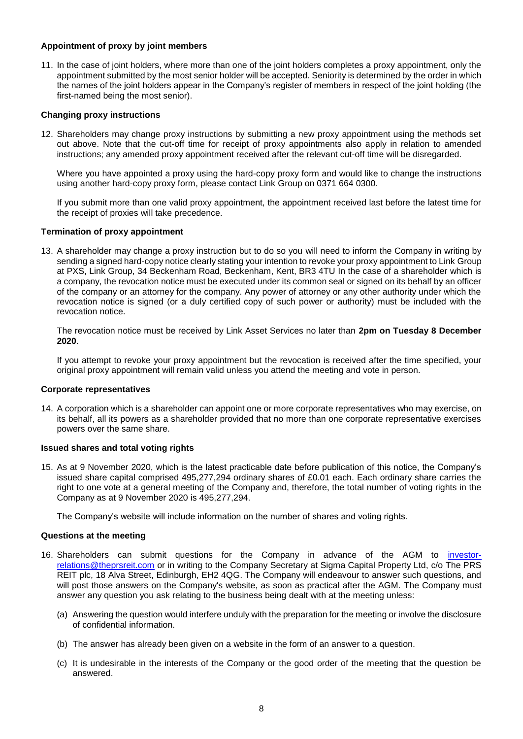**Appointment of proxy by joint members**

11. In the case of joint holders, where more than one of the joint holders completes a proxy appointment, only the appointment submitted by the most senior holder will be accepted. Seniority is determined by the order in which the names of the joint holders appear in the Company's register of members in respect of the joint holding (the first-named being the most senior).

**Changing proxy instructions**

12. Shareholders may change proxy instructions by submitting a new proxy appointment using the methods set out above. Note that the cut-off time for receipt of proxy appointments also apply in relation to amended instructions; any amended proxy appointment received after the relevant cut-off time will be disregarded.

    Where you have appointed a proxy using the hard-copy proxy form and would like to change the instructions using another hard-copy proxy form, please contact Link Group on 0371 664 0300.

    If you submit more than one valid proxy appointment, the appointment received last before the latest time for the receipt of proxies will take precedence.

**Termination of proxy appointment**

13. A shareholder may change a proxy instruction but to do so you will need to inform the Company in writing by sending a signed hard-copy notice clearly stating your intention to revoke your proxy appointment to Link Group at PXS, Link Group, 34 Beckenham Road, Beckenham, Kent, BR3 4TU In the case of a shareholder which is a company, the revocation notice must be executed under its common seal or signed on its behalf by an officer of the company or an attorney for the company. Any power of attorney or any other authority under which the revocation notice is signed (or a duly certified copy of such power or authority) must be included with the revocation notice.

    The revocation notice must be received by Link Asset Services no later than **2pm on Tuesday 8 December 2020**.

    If you attempt to revoke your proxy appointment but the revocation is received after the time specified, your original proxy appointment will remain valid unless you attend the meeting and vote in person.

**Corporate representatives**

14. A corporation which is a shareholder can appoint one or more corporate representatives who may exercise, on its behalf, all its powers as a shareholder provided that no more than one corporate representative exercises powers over the same share.

**Issued shares and total voting rights**

15. As at 9 November 2020, which is the latest practicable date before publication of this notice, the Company's issued share capital comprised 495,277,294 ordinary shares of £0.01 each. Each ordinary share carries the right to one vote at a general meeting of the Company and, therefore, the total number of voting rights in the Company as at 9 November 2020 is 495,277,294.

    The Company's website will include information on the number of shares and voting rights.

**Questions at the meeting**

16. Shareholders can submit questions for the Company in advance of the AGM to investor-relations@theprsreit.com or in writing to the Company Secretary at Sigma Capital Property Ltd, c/o The PRS REIT plc, 18 Alva Street, Edinburgh, EH2 4QG. The Company will endeavour to answer such questions, and will post those answers on the Company's website, as soon as practical after the AGM. The Company must answer any question you ask relating to the business being dealt with at the meeting unless:

    (a) Answering the question would interfere unduly with the preparation for the meeting or involve the disclosure of confidential information.

    (b) The answer has already been given on a website in the form of an answer to a question.

    (c) It is undesirable in the interests of the Company or the good order of the meeting that the question be answered.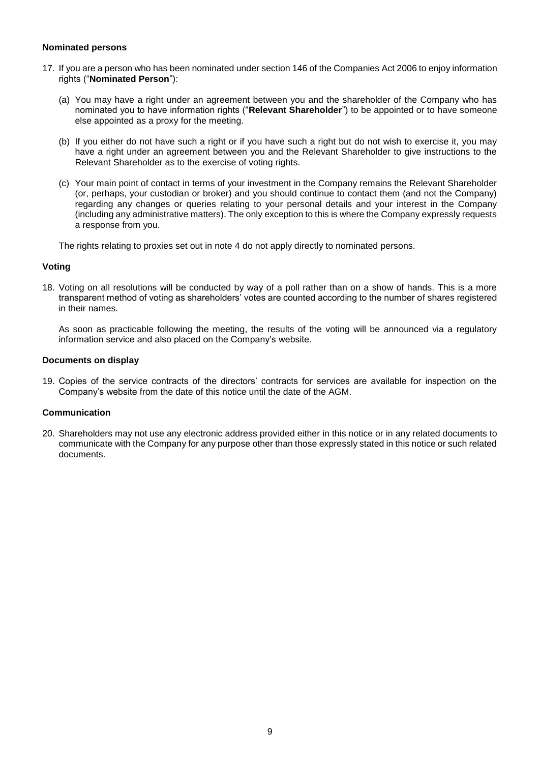**Nominated persons**

17. If you are a person who has been nominated under section 146 of the Companies Act 2006 to enjoy information rights ("**Nominated Person**"):

    (a) You may have a right under an agreement between you and the shareholder of the Company who has nominated you to have information rights ("**Relevant Shareholder**") to be appointed or to have someone else appointed as a proxy for the meeting.

    (b) If you either do not have such a right or if you have such a right but do not wish to exercise it, you may have a right under an agreement between you and the Relevant Shareholder to give instructions to the Relevant Shareholder as to the exercise of voting rights.

    (c) Your main point of contact in terms of your investment in the Company remains the Relevant Shareholder (or, perhaps, your custodian or broker) and you should continue to contact them (and not the Company) regarding any changes or queries relating to your personal details and your interest in the Company (including any administrative matters). The only exception to this is where the Company expressly requests a response from you.

    The rights relating to proxies set out in note 4 do not apply directly to nominated persons.

**Voting**

18. Voting on all resolutions will be conducted by way of a poll rather than on a show of hands. This is a more transparent method of voting as shareholders' votes are counted according to the number of shares registered in their names.

    As soon as practicable following the meeting, the results of the voting will be announced via a regulatory information service and also placed on the Company's website.

**Documents on display**

19. Copies of the service contracts of the directors' contracts for services are available for inspection on the Company's website from the date of this notice until the date of the AGM.

**Communication**

20. Shareholders may not use any electronic address provided either in this notice or in any related documents to communicate with the Company for any purpose other than those expressly stated in this notice or such related documents.